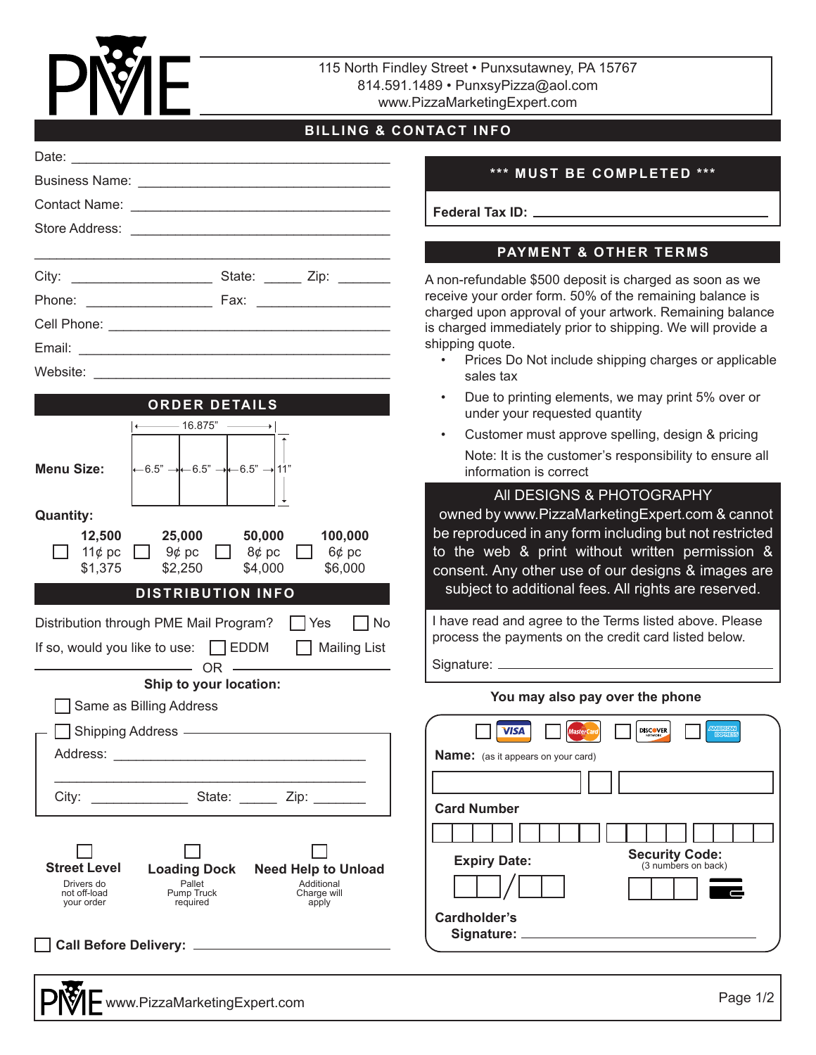# PME

115 North Findley Street • Punxsutawney, PA 15767
814.591.1489 • PunxsyPizza@aol.com
www.PizzaMarketingExpert.com

## BILLING & CONTACT INFO

Date: ______________________________

Business Name: ______________________________

Contact Name: ______________________________

Store Address: ______________________________

______________________________

City: ______________ State: _____ Zip: _______

Phone: ______________ Fax: ______________

Cell Phone: ______________________________

Email: ______________________________

Website: ______________________________

## ORDER DETAILS

**Menu Size:** 16.875" (6.5" / 6.5" / 6.5") × 11"

**Quantity:**

| | 12,500 | | 25,000 | | 50,000 | | 100,000 |
|---|---|---|---|---|---|---|---|
| ☐ | 11¢ pc | ☐ | 9¢ pc | ☐ | 8¢ pc | ☐ | 6¢ pc |
| | $1,375 | | $2,250 | | $4,000 | | $6,000 |

## DISTRIBUTION INFO

Distribution through PME Mail Program? ☐ Yes ☐ No

If so, would you like to use: ☐ EDDM ☐ Mailing List

OR

**Ship to your location:**

☐ Same as Billing Address

☐ Shipping Address

Address: ______________________________

______________________________

City: ____________ State: _____ Zip: _______

☐ **Street Level** — Drivers do not off-load your order

☐ **Loading Dock** — Pallet Pump Truck required

☐ **Need Help to Unload** — Additional Charge will apply

☐ **Call Before Delivery:** ______________________

## *** MUST BE COMPLETED ***

**Federal Tax ID:** ______________________________

## PAYMENT & OTHER TERMS

A non-refundable $500 deposit is charged as soon as we receive your order form. 50% of the remaining balance is charged upon approval of your artwork. Remaining balance is charged immediately prior to shipping. We will provide a shipping quote.

- Prices Do Not include shipping charges or applicable sales tax
- Due to printing elements, we may print 5% over or under your requested quantity
- Customer must approve spelling, design & pricing

  Note: It is the customer's responsibility to ensure all information is correct

All DESIGNS & PHOTOGRAPHY owned by www.PizzaMarketingExpert.com & cannot be reproduced in any form including but not restricted to the web & print without written permission & consent. Any other use of our designs & images are subject to additional fees. All rights are reserved.

I have read and agree to the Terms listed above. Please process the payments on the credit card listed below.

Signature: ______________________________

**You may also pay over the phone**

☐ VISA ☐ MasterCard ☐ DISCOVER ☐ AMERICAN EXPRESS

**Name:** (as it appears on your card)

**Card Number**

**Expiry Date:** ___ / ___

**Security Code:** (3 numbers on back)

**Cardholder's Signature:** ______________________________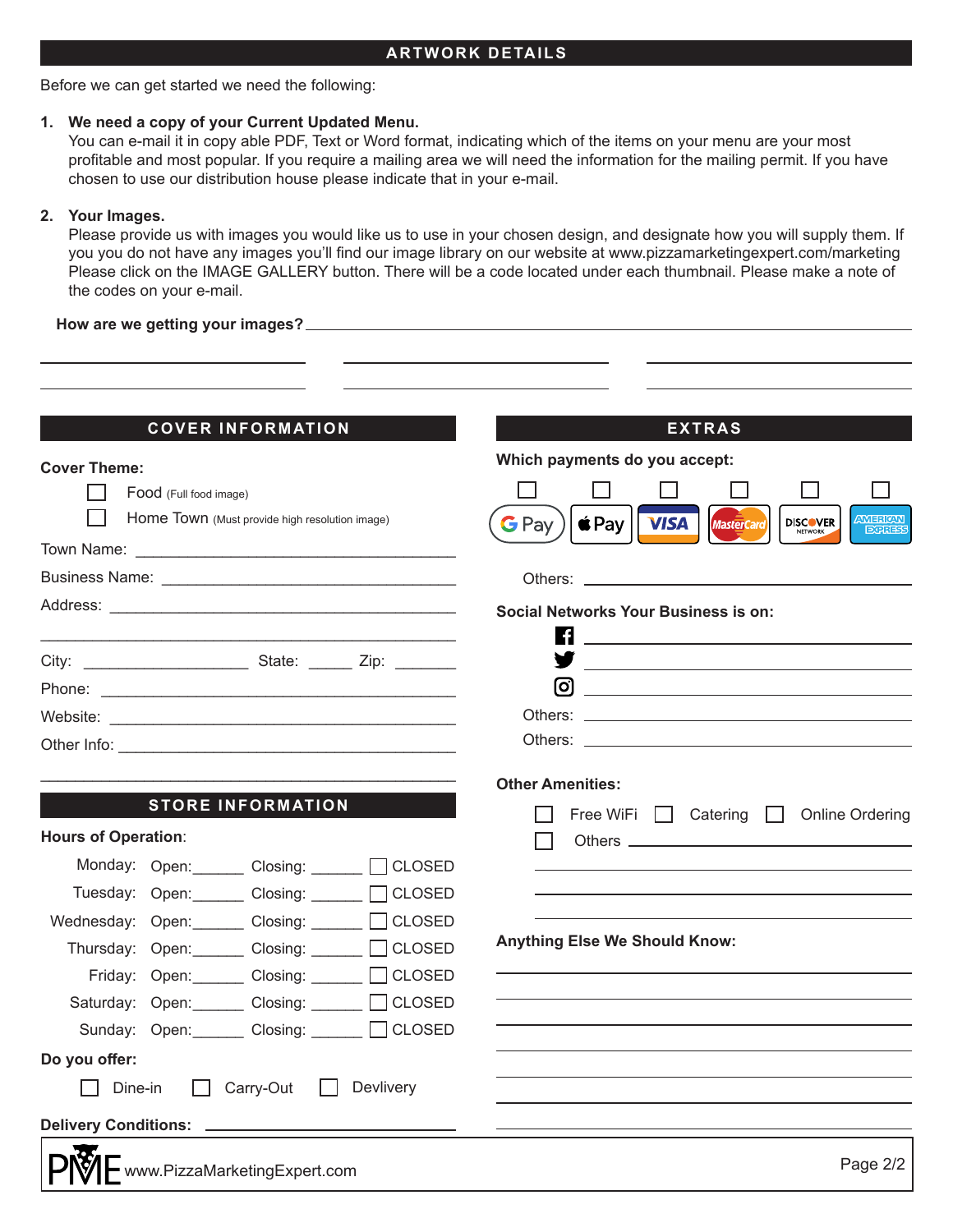## ARTWORK DETAILS

Before we can get started we need the following:

1. **We need a copy of your Current Updated Menu.**
   You can e-mail it in copy able PDF, Text or Word format, indicating which of the items on your menu are your most profitable and most popular. If you require a mailing area we will need the information for the mailing permit. If you have chosen to use our distribution house please indicate that in your e-mail.

2. **Your Images.**
   Please provide us with images you would like us to use in your chosen design, and designate how you will supply them. If you you do not have any images you'll find our image library on our website at www.pizzamarketingexpert.com/marketing Please click on the IMAGE GALLERY button. There will be a code located under each thumbnail. Please make a note of the codes on your e-mail.

**How are we getting your images?** ____________________

____________________ ____________________ ____________________

____________________ ____________________ ____________________

## COVER INFORMATION

**Cover Theme:**

- ☐ Food (Full food image)
- ☐ Home Town (Must provide high resolution image)

Town Name: ____________________

Business Name: ____________________

Address: ____________________

____________________

City: __________ State: _____ Zip: _______

Phone: ____________________

Website: ____________________

Other Info: ____________________

____________________

## STORE INFORMATION

**Hours of Operation**:

| | | | |
|---|---|---|---|
| Monday: | Open:______ | Closing: ______ | ☐ CLOSED |
| Tuesday: | Open:______ | Closing: ______ | ☐ CLOSED |
| Wednesday: | Open:______ | Closing: ______ | ☐ CLOSED |
| Thursday: | Open:______ | Closing: ______ | ☐ CLOSED |
| Friday: | Open:______ | Closing: ______ | ☐ CLOSED |
| Saturday: | Open:______ | Closing: ______ | ☐ CLOSED |
| Sunday: | Open:______ | Closing: ______ | ☐ CLOSED |

**Do you offer:**

☐ Dine-in ☐ Carry-Out ☐ Devlivery

**Delivery Conditions:** ____________________

## EXTRAS

**Which payments do you accept:**

☐ G Pay ☐ Apple Pay ☐ VISA ☐ MasterCard ☐ DISCOVER NETWORK ☐ AMERICAN EXPRESS

Others: ____________________

**Social Networks Your Business is on:**

Facebook: ____________________

Twitter: ____________________

Instagram: ____________________

Others: ____________________

Others: ____________________

**Other Amenities:**

☐ Free WiFi ☐ Catering ☐ Online Ordering

☐ Others ____________________

____________________

____________________

____________________

**Anything Else We Should Know:**

____________________

____________________

____________________

____________________

____________________

____________________

____________________

PME www.PizzaMarketingExpert.com